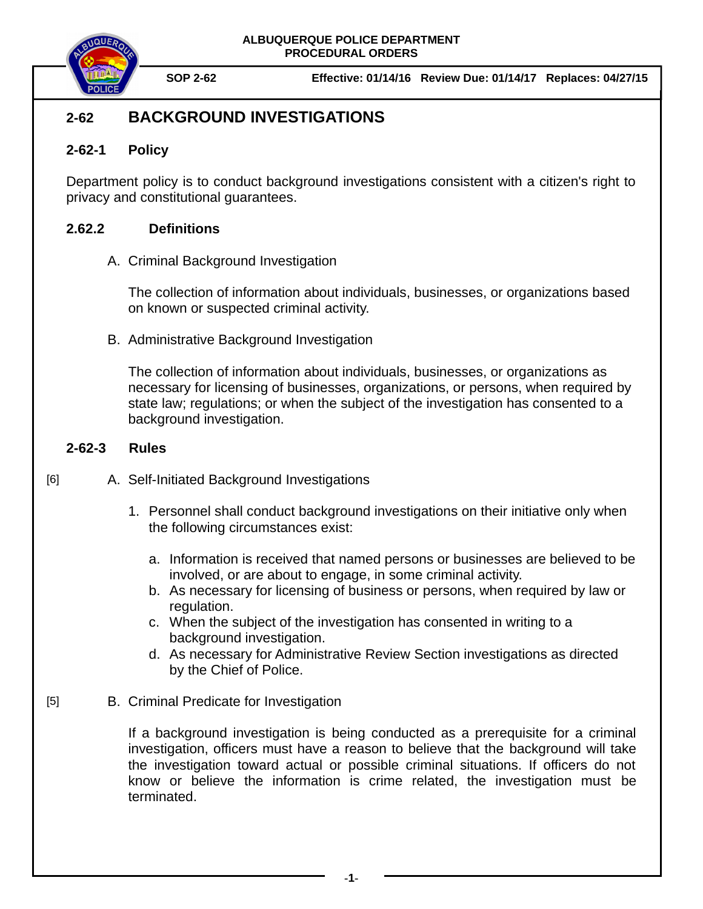ALBUQUERQUE POLICE DEPARTMENT
PROCEDURAL ORDERS

SOP 2-62 | Effective: 01/14/16 | Review Due: 01/14/17 | Replaces: 04/27/15

# 2-62 BACKGROUND INVESTIGATIONS

## 2-62-1 Policy

Department policy is to conduct background investigations consistent with a citizen's right to privacy and constitutional guarantees.

## 2.62.2 Definitions

A. Criminal Background Investigation

The collection of information about individuals, businesses, or organizations based on known or suspected criminal activity.

B. Administrative Background Investigation

The collection of information about individuals, businesses, or organizations as necessary for licensing of businesses, organizations, or persons, when required by state law; regulations; or when the subject of the investigation has consented to a background investigation.

## 2-62-3 Rules

[6] A. Self-Initiated Background Investigations

1. Personnel shall conduct background investigations on their initiative only when the following circumstances exist:

   a. Information is received that named persons or businesses are believed to be involved, or are about to engage, in some criminal activity.
   b. As necessary for licensing of business or persons, when required by law or regulation.
   c. When the subject of the investigation has consented in writing to a background investigation.
   d. As necessary for Administrative Review Section investigations as directed by the Chief of Police.

[5] B. Criminal Predicate for Investigation

If a background investigation is being conducted as a prerequisite for a criminal investigation, officers must have a reason to believe that the background will take the investigation toward actual or possible criminal situations. If officers do not know or believe the information is crime related, the investigation must be terminated.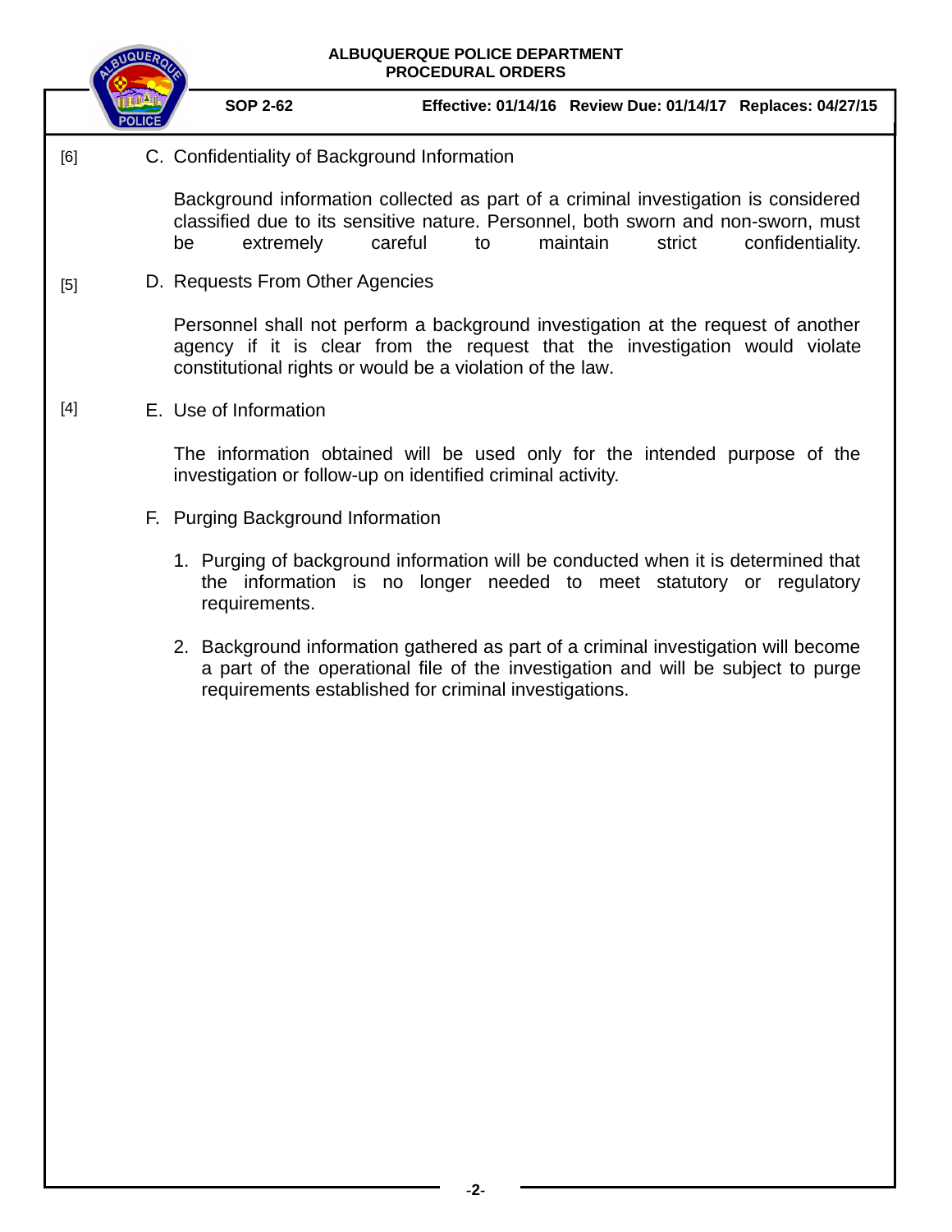[6] C. Confidentiality of Background Information

Background information collected as part of a criminal investigation is considered classified due to its sensitive nature. Personnel, both sworn and non-sworn, must be extremely careful to maintain strict confidentiality.

[5] D. Requests From Other Agencies

Personnel shall not perform a background investigation at the request of another agency if it is clear from the request that the investigation would violate constitutional rights or would be a violation of the law.

[4] E. Use of Information

The information obtained will be used only for the intended purpose of the investigation or follow-up on identified criminal activity.

F. Purging Background Information

1. Purging of background information will be conducted when it is determined that the information is no longer needed to meet statutory or regulatory requirements.

2. Background information gathered as part of a criminal investigation will become a part of the operational file of the investigation and will be subject to purge requirements established for criminal investigations.